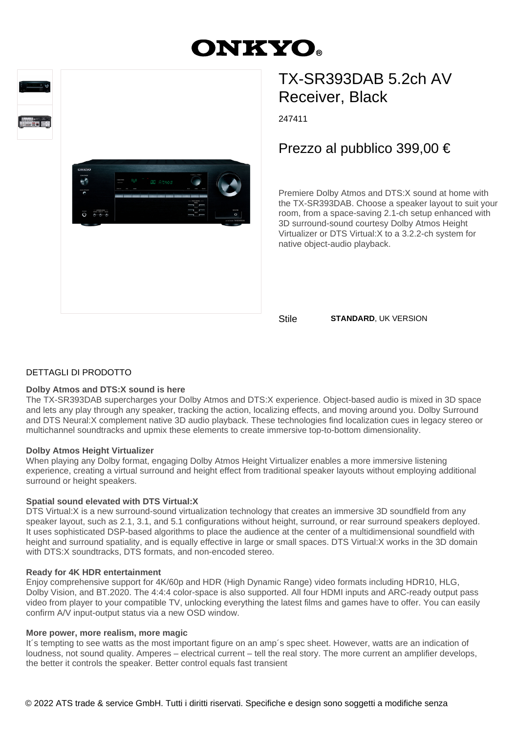# TX-SR393DAB 5.2ch AV Receiver, Black

247411

## Prezzo al pubblico 399,00 €

Premiere Dolby Atmos and DTS:X sound at home with the TX-SR393DAB. Choose a speaker layout to suit your room, from a space-saving 2.1-ch setup enhanced with 3D surround-sound courtesy Dolby Atmos Height Virtualizer or DTS Virtual:X to a 3.2.2-ch system for native object-audio playback.

Stile **STANDARD**, UK VERSION

## DETTAGLI DI PRODOTTO

**Dolby Atmos and DTS:X sound is here**
The TX-SR393DAB supercharges your Dolby Atmos and DTS:X experience. Object-based audio is mixed in 3D space and lets any play through any speaker, tracking the action, localizing effects, and moving around you. Dolby Surround and DTS Neural:X complement native 3D audio playback. These technologies find localization cues in legacy stereo or multichannel soundtracks and upmix these elements to create immersive top-to-bottom dimensionality.

**Dolby Atmos Height Virtualizer**
When playing any Dolby format, engaging Dolby Atmos Height Virtualizer enables a more immersive listening experience, creating a virtual surround and height effect from traditional speaker layouts without employing additional surround or height speakers.

**Spatial sound elevated with DTS Virtual:X**
DTS Virtual:X is a new surround-sound virtualization technology that creates an immersive 3D soundfield from any speaker layout, such as 2.1, 3.1, and 5.1 configurations without height, surround, or rear surround speakers deployed. It uses sophisticated DSP-based algorithms to place the audience at the center of a multidimensional soundfield with height and surround spatiality, and is equally effective in large or small spaces. DTS Virtual:X works in the 3D domain with DTS:X soundtracks, DTS formats, and non-encoded stereo.

**Ready for 4K HDR entertainment**
Enjoy comprehensive support for 4K/60p and HDR (High Dynamic Range) video formats including HDR10, HLG, Dolby Vision, and BT.2020. The 4:4:4 color-space is also supported. All four HDMI inputs and ARC-ready output pass video from player to your compatible TV, unlocking everything the latest films and games have to offer. You can easily confirm A/V input-output status via a new OSD window.

**More power, more realism, more magic**
It´s tempting to see watts as the most important figure on an amp´s spec sheet. However, watts are an indication of loudness, not sound quality. Amperes – electrical current – tell the real story. The more current an amplifier develops, the better it controls the speaker. Better control equals fast transient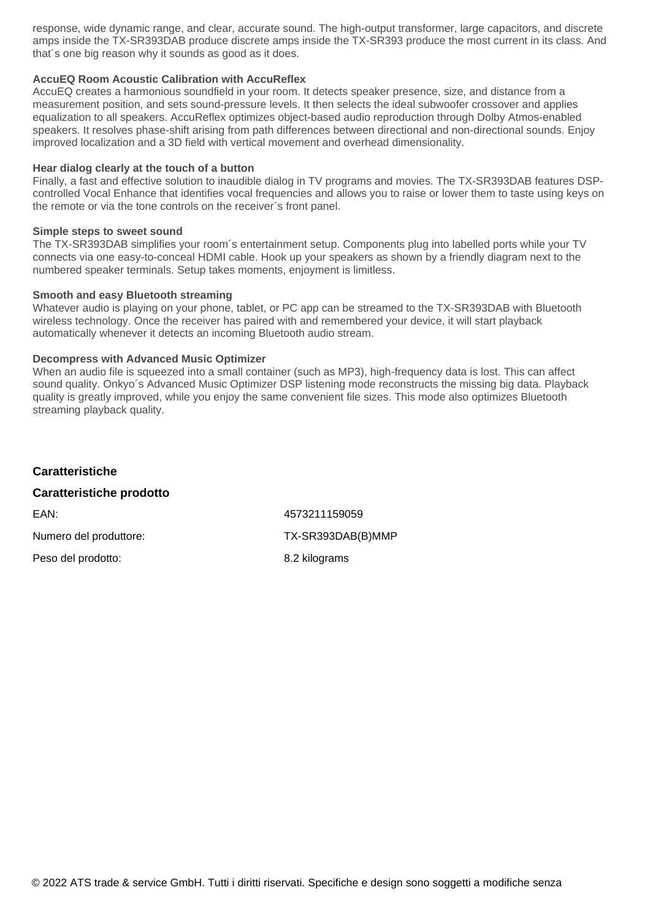response, wide dynamic range, and clear, accurate sound. The high-output transformer, large capacitors, and discrete amps inside the TX-SR393DAB produce discrete amps inside the TX-SR393 produce the most current in its class. And that´s one big reason why it sounds as good as it does.

**AccuEQ Room Acoustic Calibration with AccuReflex**
AccuEQ creates a harmonious soundfield in your room. It detects speaker presence, size, and distance from a measurement position, and sets sound-pressure levels. It then selects the ideal subwoofer crossover and applies equalization to all speakers. AccuReflex optimizes object-based audio reproduction through Dolby Atmos-enabled speakers. It resolves phase-shift arising from path differences between directional and non-directional sounds. Enjoy improved localization and a 3D field with vertical movement and overhead dimensionality.

**Hear dialog clearly at the touch of a button**
Finally, a fast and effective solution to inaudible dialog in TV programs and movies. The TX-SR393DAB features DSP-controlled Vocal Enhance that identifies vocal frequencies and allows you to raise or lower them to taste using keys on the remote or via the tone controls on the receiver´s front panel.

**Simple steps to sweet sound**
The TX-SR393DAB simplifies your room´s entertainment setup. Components plug into labelled ports while your TV connects via one easy-to-conceal HDMI cable. Hook up your speakers as shown by a friendly diagram next to the numbered speaker terminals. Setup takes moments, enjoyment is limitless.

**Smooth and easy Bluetooth streaming**
Whatever audio is playing on your phone, tablet, or PC app can be streamed to the TX-SR393DAB with Bluetooth wireless technology. Once the receiver has paired with and remembered your device, it will start playback automatically whenever it detects an incoming Bluetooth audio stream.

**Decompress with Advanced Music Optimizer**
When an audio file is squeezed into a small container (such as MP3), high-frequency data is lost. This can affect sound quality. Onkyo´s Advanced Music Optimizer DSP listening mode reconstructs the missing big data. Playback quality is greatly improved, while you enjoy the same convenient file sizes. This mode also optimizes Bluetooth streaming playback quality.

## Caratteristiche

### Caratteristiche prodotto

| | |
|---|---|
| EAN: | 4573211159059 |
| Numero del produttore: | TX-SR393DAB(B)MMP |
| Peso del prodotto: | 8.2 kilograms |

© 2022 ATS trade & service GmbH. Tutti i diritti riservati. Specifiche e design sono soggetti a modifiche senza